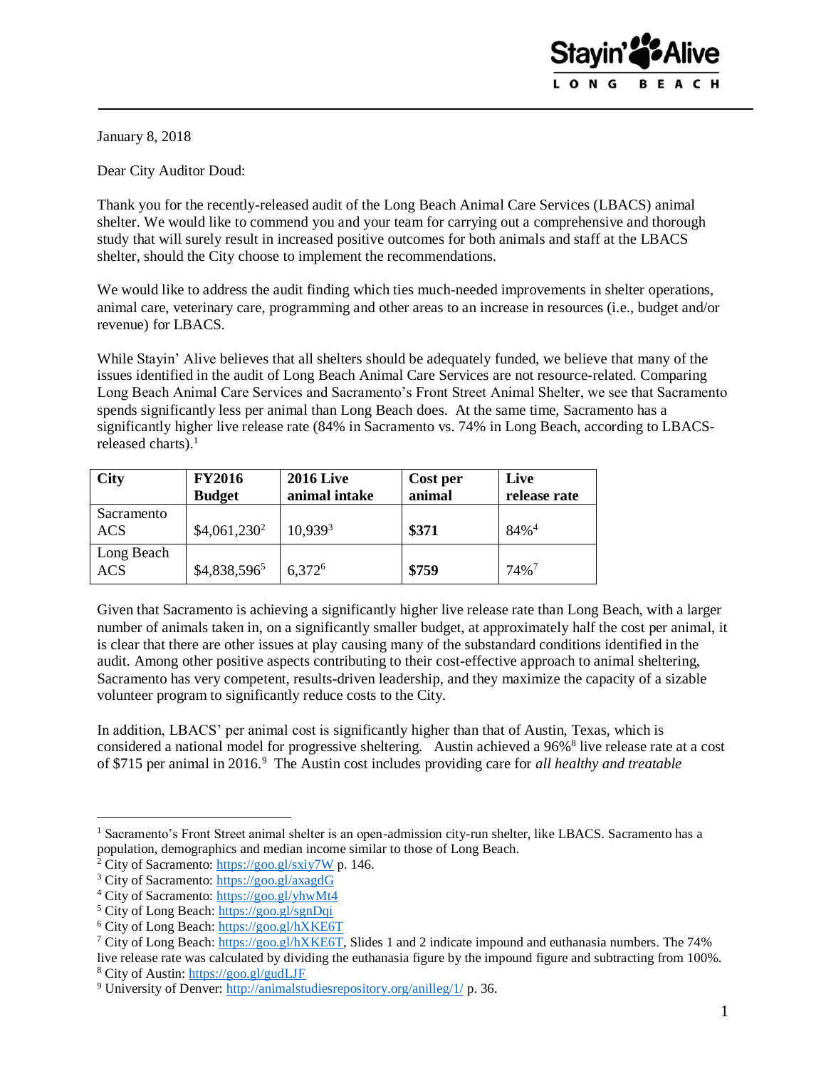January 8, 2018

Dear City Auditor Doud:

Thank you for the recently-released audit of the Long Beach Animal Care Services (LBACS) animal shelter. We would like to commend you and your team for carrying out a comprehensive and thorough study that will surely result in increased positive outcomes for both animals and staff at the LBACS shelter, should the City choose to implement the recommendations.

We would like to address the audit finding which ties much-needed improvements in shelter operations, animal care, veterinary care, programming and other areas to an increase in resources (i.e., budget and/or revenue) for LBACS.

While Stayin' Alive believes that all shelters should be adequately funded, we believe that many of the issues identified in the audit of Long Beach Animal Care Services are not resource-related. Comparing Long Beach Animal Care Services and Sacramento's Front Street Animal Shelter, we see that Sacramento spends significantly less per animal than Long Beach does. At the same time, Sacramento has a significantly higher live release rate (84% in Sacramento vs. 74% in Long Beach, according to LBACS-released charts).[1]

| City | FY2016 Budget | 2016 Live animal intake | Cost per animal | Live release rate |
|---|---|---|---|---|
| Sacramento ACS | $4,061,230[2] | 10,939[3] | **$371** | 84%[4] |
| Long Beach ACS | $4,838,596[5] | 6,372[6] | **$759** | 74%[7] |

Given that Sacramento is achieving a significantly higher live release rate than Long Beach, with a larger number of animals taken in, on a significantly smaller budget, at approximately half the cost per animal, it is clear that there are other issues at play causing many of the substandard conditions identified in the audit. Among other positive aspects contributing to their cost-effective approach to animal sheltering, Sacramento has very competent, results-driven leadership, and they maximize the capacity of a sizable volunteer program to significantly reduce costs to the City.

In addition, LBACS' per animal cost is significantly higher than that of Austin, Texas, which is considered a national model for progressive sheltering. Austin achieved a 96%[8] live release rate at a cost of $715 per animal in 2016.[9] The Austin cost includes providing care for *all healthy and treatable*

---

[1] Sacramento's Front Street animal shelter is an open-admission city-run shelter, like LBACS. Sacramento has a population, demographics and median income similar to those of Long Beach.

[2] City of Sacramento: https://goo.gl/sxiy7W p. 146.

[3] City of Sacramento: https://goo.gl/axagdG

[4] City of Sacramento: https://goo.gl/yhwMt4

[5] City of Long Beach: https://goo.gl/sgnDqi

[6] City of Long Beach: https://goo.gl/hXKE6T

[7] City of Long Beach: https://goo.gl/hXKE6T, Slides 1 and 2 indicate impound and euthanasia numbers. The 74% live release rate was calculated by dividing the euthanasia figure by the impound figure and subtracting from 100%.

[8] City of Austin: https://goo.gl/gudLJF

[9] University of Denver: http://animalstudiesrepository.org/anilleg/1/ p. 36.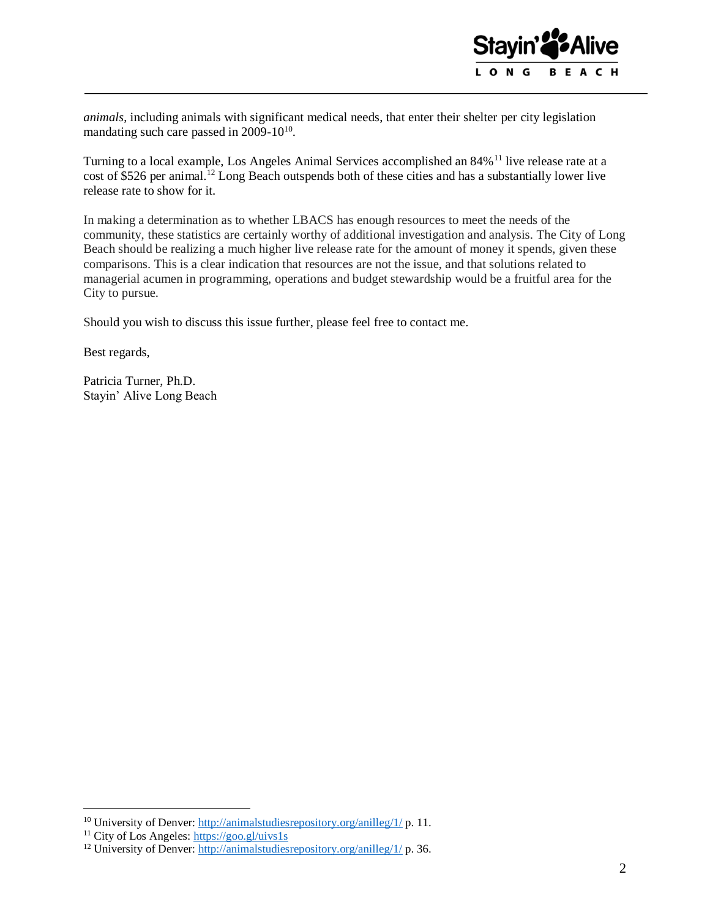*animals*, including animals with significant medical needs, that enter their shelter per city legislation mandating such care passed in 2009-10[10].

Turning to a local example, Los Angeles Animal Services accomplished an 84%[11] live release rate at a cost of $526 per animal.[12] Long Beach outspends both of these cities and has a substantially lower live release rate to show for it.

In making a determination as to whether LBACS has enough resources to meet the needs of the community, these statistics are certainly worthy of additional investigation and analysis. The City of Long Beach should be realizing a much higher live release rate for the amount of money it spends, given these comparisons. This is a clear indication that resources are not the issue, and that solutions related to managerial acumen in programming, operations and budget stewardship would be a fruitful area for the City to pursue.

Should you wish to discuss this issue further, please feel free to contact me.

Best regards,

Patricia Turner, Ph.D.
Stayin' Alive Long Beach

---

[10] University of Denver: http://animalstudiesrepository.org/anilleg/1/ p. 11.
[11] City of Los Angeles: https://goo.gl/uivs1s
[12] University of Denver: http://animalstudiesrepository.org/anilleg/1/ p. 36.